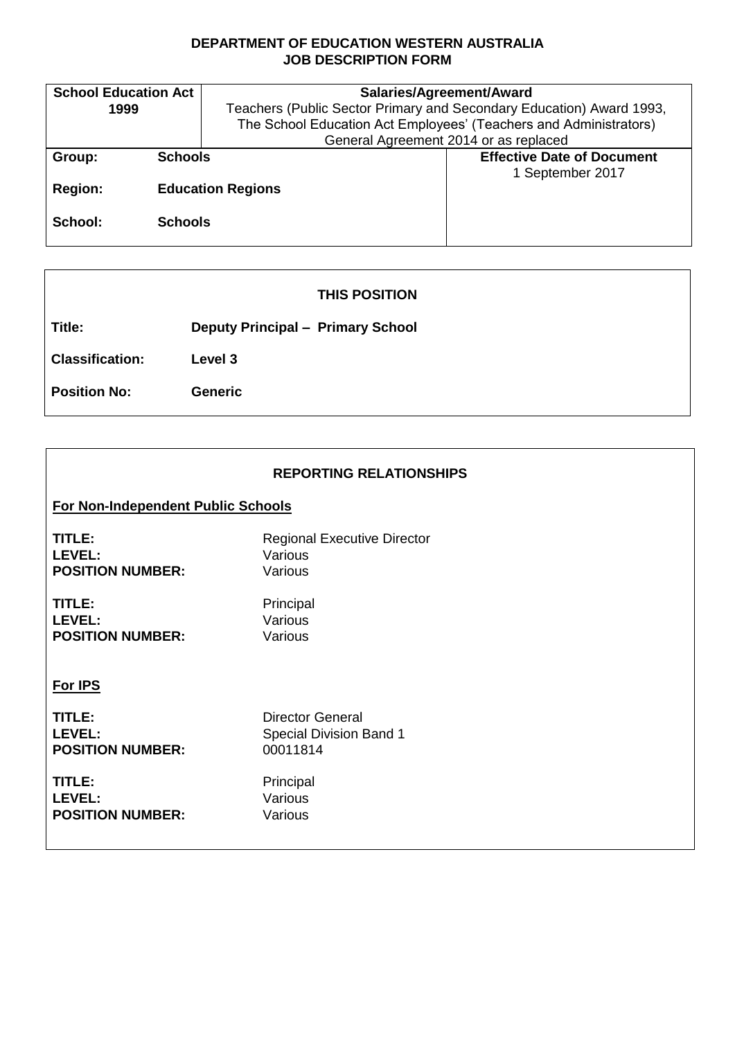**DEPARTMENT OF EDUCATION WESTERN AUSTRALIA**
**JOB DESCRIPTION FORM**

| **School Education Act 1999** | **Salaries/Agreement/Award** Teachers (Public Sector Primary and Secondary Education) Award 1993, The School Education Act Employees' (Teachers and Administrators) General Agreement 2014 or as replaced | |
|---|---|---|
| **Group:** | **Schools** | **Effective Date of Document** 1 September 2017 |
| **Region:** | **Education Regions** | |
| **School:** | **Schools** | |

## THIS POSITION

| | |
|---|---|
| **Title:** | **Deputy Principal – Primary School** |
| **Classification:** | **Level 3** |
| **Position No:** | **Generic** |

## REPORTING RELATIONSHIPS

**For Non-Independent Public Schools**

| | |
|---|---|
| **TITLE:** | Regional Executive Director |
| **LEVEL:** | Various |
| **POSITION NUMBER:** | Various |

| | |
|---|---|
| **TITLE:** | Principal |
| **LEVEL:** | Various |
| **POSITION NUMBER:** | Various |

**For IPS**

| | |
|---|---|
| **TITLE:** | Director General |
| **LEVEL:** | Special Division Band 1 |
| **POSITION NUMBER:** | 00011814 |

| | |
|---|---|
| **TITLE:** | Principal |
| **LEVEL:** | Various |
| **POSITION NUMBER:** | Various |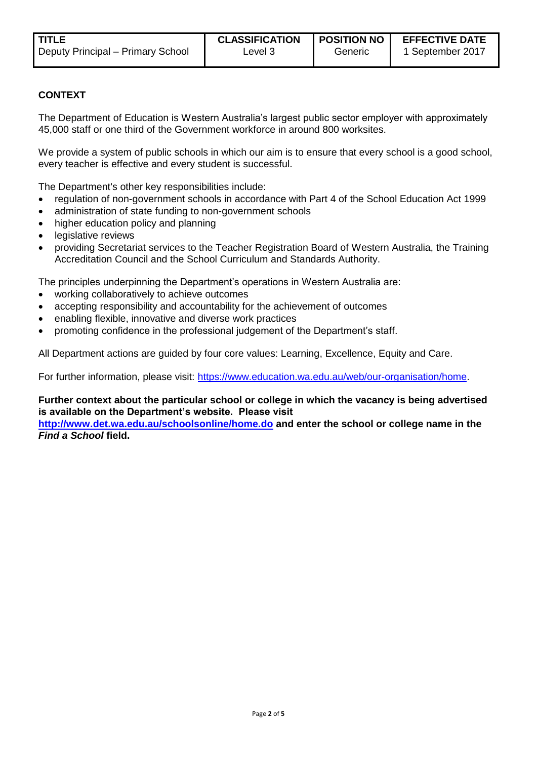| TITLE | CLASSIFICATION | POSITION NO | EFFECTIVE DATE |
|---|---|---|---|
| Deputy Principal – Primary School | Level 3 | Generic | 1 September 2017 |

## CONTEXT

The Department of Education is Western Australia's largest public sector employer with approximately 45,000 staff or one third of the Government workforce in around 800 worksites.

We provide a system of public schools in which our aim is to ensure that every school is a good school, every teacher is effective and every student is successful.

The Department's other key responsibilities include:

- regulation of non-government schools in accordance with Part 4 of the School Education Act 1999
- administration of state funding to non-government schools
- higher education policy and planning
- legislative reviews
- providing Secretariat services to the Teacher Registration Board of Western Australia, the Training Accreditation Council and the School Curriculum and Standards Authority.

The principles underpinning the Department's operations in Western Australia are:

- working collaboratively to achieve outcomes
- accepting responsibility and accountability for the achievement of outcomes
- enabling flexible, innovative and diverse work practices
- promoting confidence in the professional judgement of the Department's staff.

All Department actions are guided by four core values: Learning, Excellence, Equity and Care.

For further information, please visit: [https://www.education.wa.edu.au/web/our-organisation/home](https://www.education.wa.edu.au/web/our-organisation/home).

**Further context about the particular school or college in which the vacancy is being advertised is available on the Department's website. Please visit [http://www.det.wa.edu.au/schoolsonline/home.do](http://www.det.wa.edu.au/schoolsonline/home.do) and enter the school or college name in the *Find a School* field.**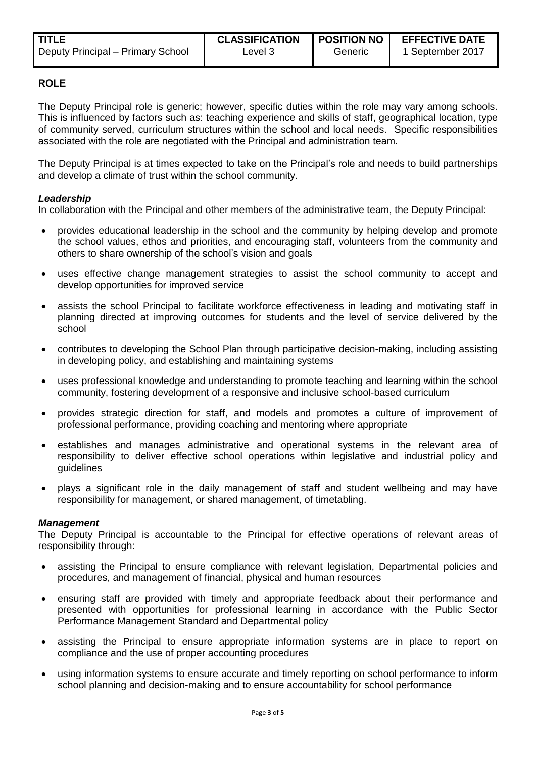| TITLE | CLASSIFICATION | POSITION NO | EFFECTIVE DATE |
|---|---|---|---|
| Deputy Principal – Primary School | Level 3 | Generic | 1 September 2017 |

## ROLE

The Deputy Principal role is generic; however, specific duties within the role may vary among schools. This is influenced by factors such as: teaching experience and skills of staff, geographical location, type of community served, curriculum structures within the school and local needs. Specific responsibilities associated with the role are negotiated with the Principal and administration team.

The Deputy Principal is at times expected to take on the Principal's role and needs to build partnerships and develop a climate of trust within the school community.

### *Leadership*

In collaboration with the Principal and other members of the administrative team, the Deputy Principal:

- provides educational leadership in the school and the community by helping develop and promote the school values, ethos and priorities, and encouraging staff, volunteers from the community and others to share ownership of the school's vision and goals
- uses effective change management strategies to assist the school community to accept and develop opportunities for improved service
- assists the school Principal to facilitate workforce effectiveness in leading and motivating staff in planning directed at improving outcomes for students and the level of service delivered by the school
- contributes to developing the School Plan through participative decision-making, including assisting in developing policy, and establishing and maintaining systems
- uses professional knowledge and understanding to promote teaching and learning within the school community, fostering development of a responsive and inclusive school-based curriculum
- provides strategic direction for staff, and models and promotes a culture of improvement of professional performance, providing coaching and mentoring where appropriate
- establishes and manages administrative and operational systems in the relevant area of responsibility to deliver effective school operations within legislative and industrial policy and guidelines
- plays a significant role in the daily management of staff and student wellbeing and may have responsibility for management, or shared management, of timetabling.

### *Management*

The Deputy Principal is accountable to the Principal for effective operations of relevant areas of responsibility through:

- assisting the Principal to ensure compliance with relevant legislation, Departmental policies and procedures, and management of financial, physical and human resources
- ensuring staff are provided with timely and appropriate feedback about their performance and presented with opportunities for professional learning in accordance with the Public Sector Performance Management Standard and Departmental policy
- assisting the Principal to ensure appropriate information systems are in place to report on compliance and the use of proper accounting procedures
- using information systems to ensure accurate and timely reporting on school performance to inform school planning and decision-making and to ensure accountability for school performance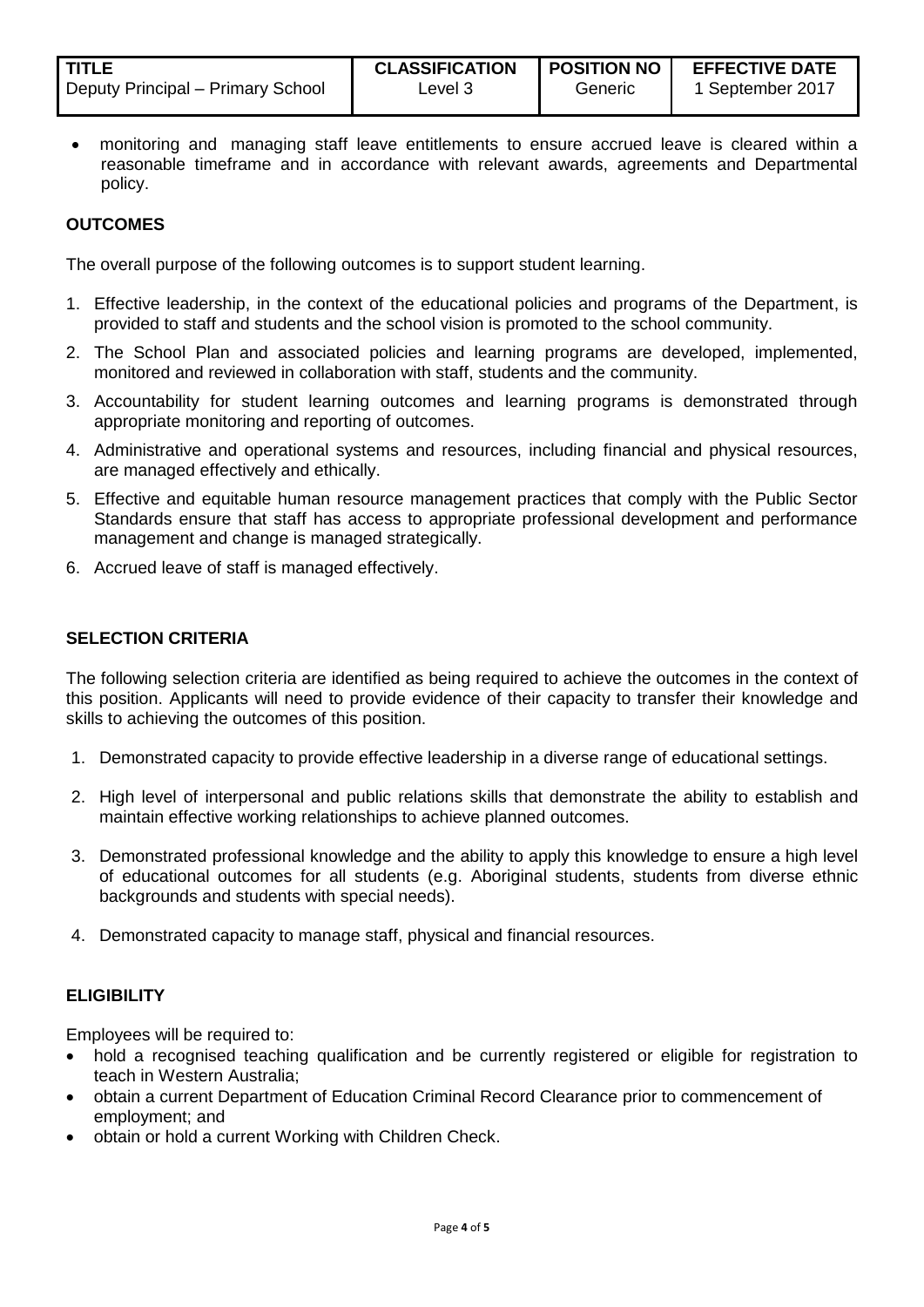| TITLE | CLASSIFICATION | POSITION NO | EFFECTIVE DATE |
|---|---|---|---|
| Deputy Principal – Primary School | Level 3 | Generic | 1 September 2017 |

- monitoring and managing staff leave entitlements to ensure accrued leave is cleared within a reasonable timeframe and in accordance with relevant awards, agreements and Departmental policy.

## OUTCOMES

The overall purpose of the following outcomes is to support student learning.

1. Effective leadership, in the context of the educational policies and programs of the Department, is provided to staff and students and the school vision is promoted to the school community.
2. The School Plan and associated policies and learning programs are developed, implemented, monitored and reviewed in collaboration with staff, students and the community.
3. Accountability for student learning outcomes and learning programs is demonstrated through appropriate monitoring and reporting of outcomes.
4. Administrative and operational systems and resources, including financial and physical resources, are managed effectively and ethically.
5. Effective and equitable human resource management practices that comply with the Public Sector Standards ensure that staff has access to appropriate professional development and performance management and change is managed strategically.
6. Accrued leave of staff is managed effectively.

## SELECTION CRITERIA

The following selection criteria are identified as being required to achieve the outcomes in the context of this position. Applicants will need to provide evidence of their capacity to transfer their knowledge and skills to achieving the outcomes of this position.

1. Demonstrated capacity to provide effective leadership in a diverse range of educational settings.
2. High level of interpersonal and public relations skills that demonstrate the ability to establish and maintain effective working relationships to achieve planned outcomes.
3. Demonstrated professional knowledge and the ability to apply this knowledge to ensure a high level of educational outcomes for all students (e.g. Aboriginal students, students from diverse ethnic backgrounds and students with special needs).
4. Demonstrated capacity to manage staff, physical and financial resources.

## ELIGIBILITY

Employees will be required to:

- hold a recognised teaching qualification and be currently registered or eligible for registration to teach in Western Australia;
- obtain a current Department of Education Criminal Record Clearance prior to commencement of employment; and
- obtain or hold a current Working with Children Check.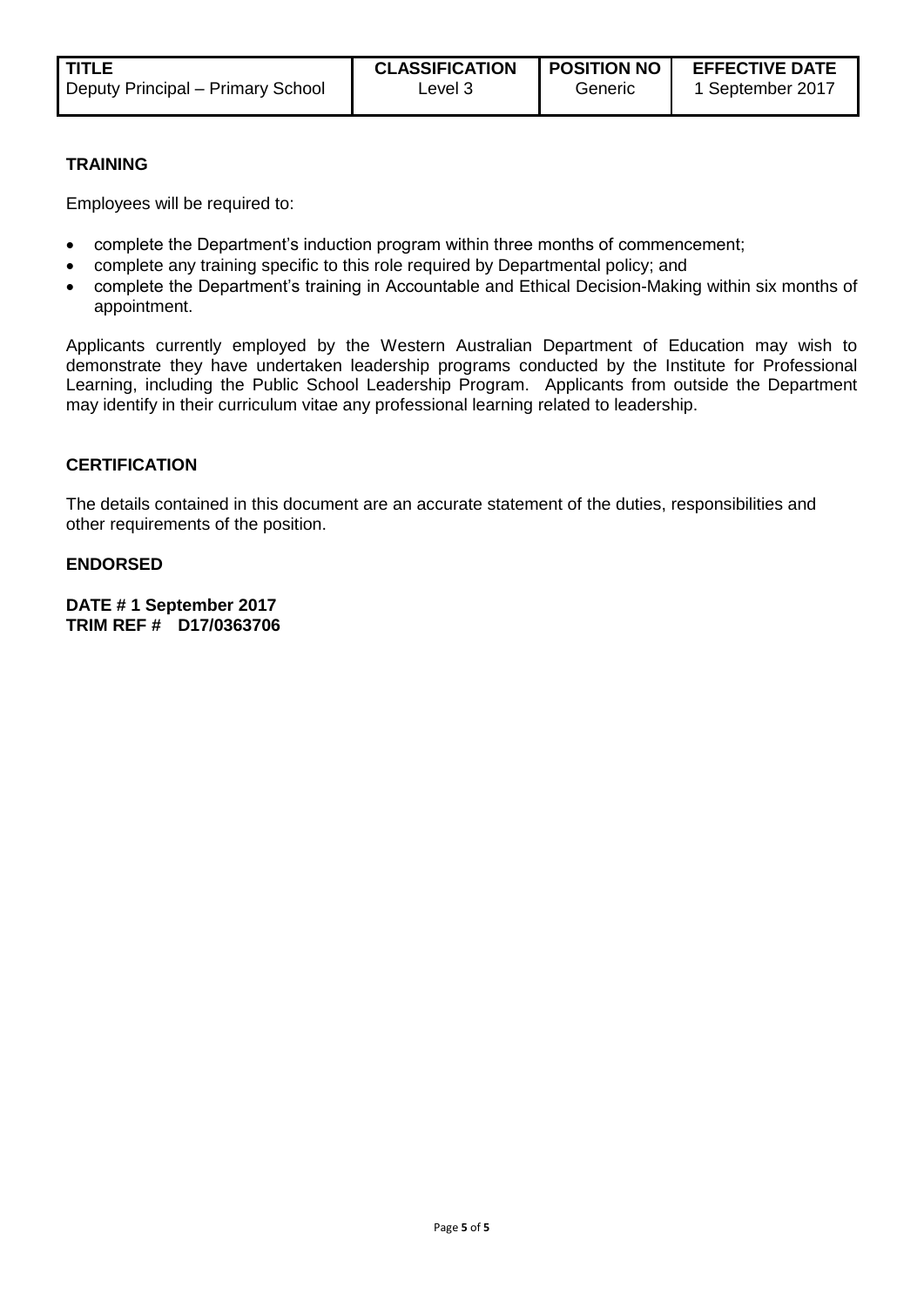| TITLE | CLASSIFICATION | POSITION NO | EFFECTIVE DATE |
| --- | --- | --- | --- |
| Deputy Principal – Primary School | Level 3 | Generic | 1 September 2017 |

**TRAINING**

Employees will be required to:

- complete the Department's induction program within three months of commencement;
- complete any training specific to this role required by Departmental policy; and
- complete the Department's training in Accountable and Ethical Decision-Making within six months of appointment.

Applicants currently employed by the Western Australian Department of Education may wish to demonstrate they have undertaken leadership programs conducted by the Institute for Professional Learning, including the Public School Leadership Program. Applicants from outside the Department may identify in their curriculum vitae any professional learning related to leadership.

**CERTIFICATION**

The details contained in this document are an accurate statement of the duties, responsibilities and other requirements of the position.

**ENDORSED**

**DATE # 1 September 2017**
**TRIM REF # D17/0363706**